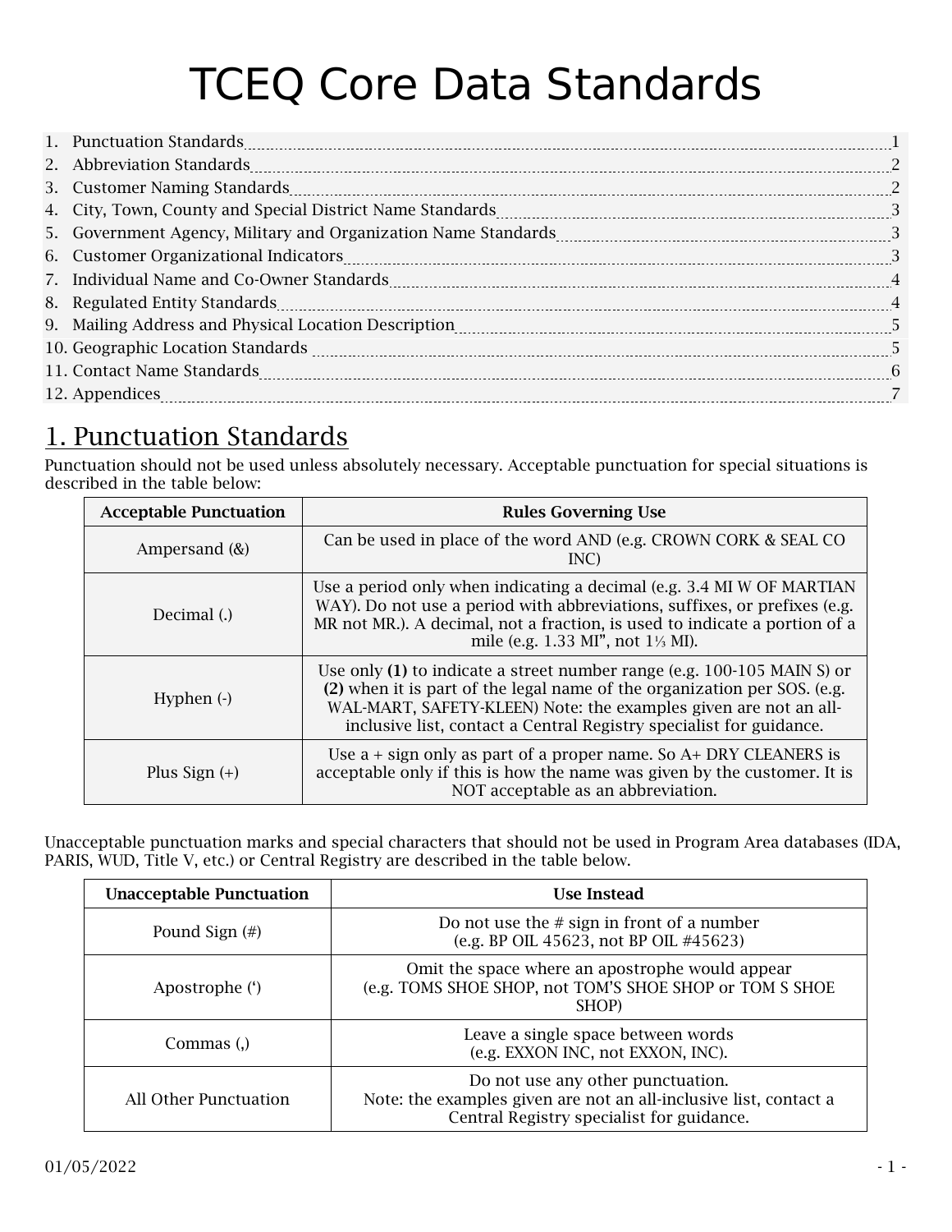# TCEQ Core Data Standards

1. Punctuation Standards ..... 1
2. Abbreviation Standards ..... 2
3. Customer Naming Standards ..... 2
4. City, Town, County and Special District Name Standards ..... 3
5. Government Agency, Military and Organization Name Standards ..... 3
6. Customer Organizational Indicators ..... 3
7. Individual Name and Co-Owner Standards ..... 4
8. Regulated Entity Standards ..... 4
9. Mailing Address and Physical Location Description ..... 5
10. Geographic Location Standards ..... 5
11. Contact Name Standards ..... 6
12. Appendices ..... 7

## 1. Punctuation Standards

Punctuation should not be used unless absolutely necessary. Acceptable punctuation for special situations is described in the table below:

| Acceptable Punctuation | Rules Governing Use |
|---|---|
| Ampersand (&) | Can be used in place of the word AND (e.g. CROWN CORK & SEAL CO INC) |
| Decimal (.) | Use a period only when indicating a decimal (e.g. 3.4 MI W OF MARTIAN WAY). Do not use a period with abbreviations, suffixes, or prefixes (e.g. MR not MR.). A decimal, not a fraction, is used to indicate a portion of a mile (e.g. 1.33 MI", not 1⅓ MI). |
| Hyphen (-) | Use only **(1)** to indicate a street number range (e.g. 100-105 MAIN S) or **(2)** when it is part of the legal name of the organization per SOS. (e.g. WAL-MART, SAFETY-KLEEN) Note: the examples given are not an all-inclusive list, contact a Central Registry specialist for guidance. |
| Plus Sign (+) | Use a + sign only as part of a proper name. So A+ DRY CLEANERS is acceptable only if this is how the name was given by the customer. It is NOT acceptable as an abbreviation. |

Unacceptable punctuation marks and special characters that should not be used in Program Area databases (IDA, PARIS, WUD, Title V, etc.) or Central Registry are described in the table below.

| Unacceptable Punctuation | Use Instead |
|---|---|
| Pound Sign (#) | Do not use the # sign in front of a number (e.g. BP OIL 45623, not BP OIL #45623) |
| Apostrophe (') | Omit the space where an apostrophe would appear (e.g. TOMS SHOE SHOP, not TOM'S SHOE SHOP or TOM S SHOE SHOP) |
| Commas (,) | Leave a single space between words (e.g. EXXON INC, not EXXON, INC). |
| All Other Punctuation | Do not use any other punctuation. Note: the examples given are not an all-inclusive list, contact a Central Registry specialist for guidance. |

01/05/2022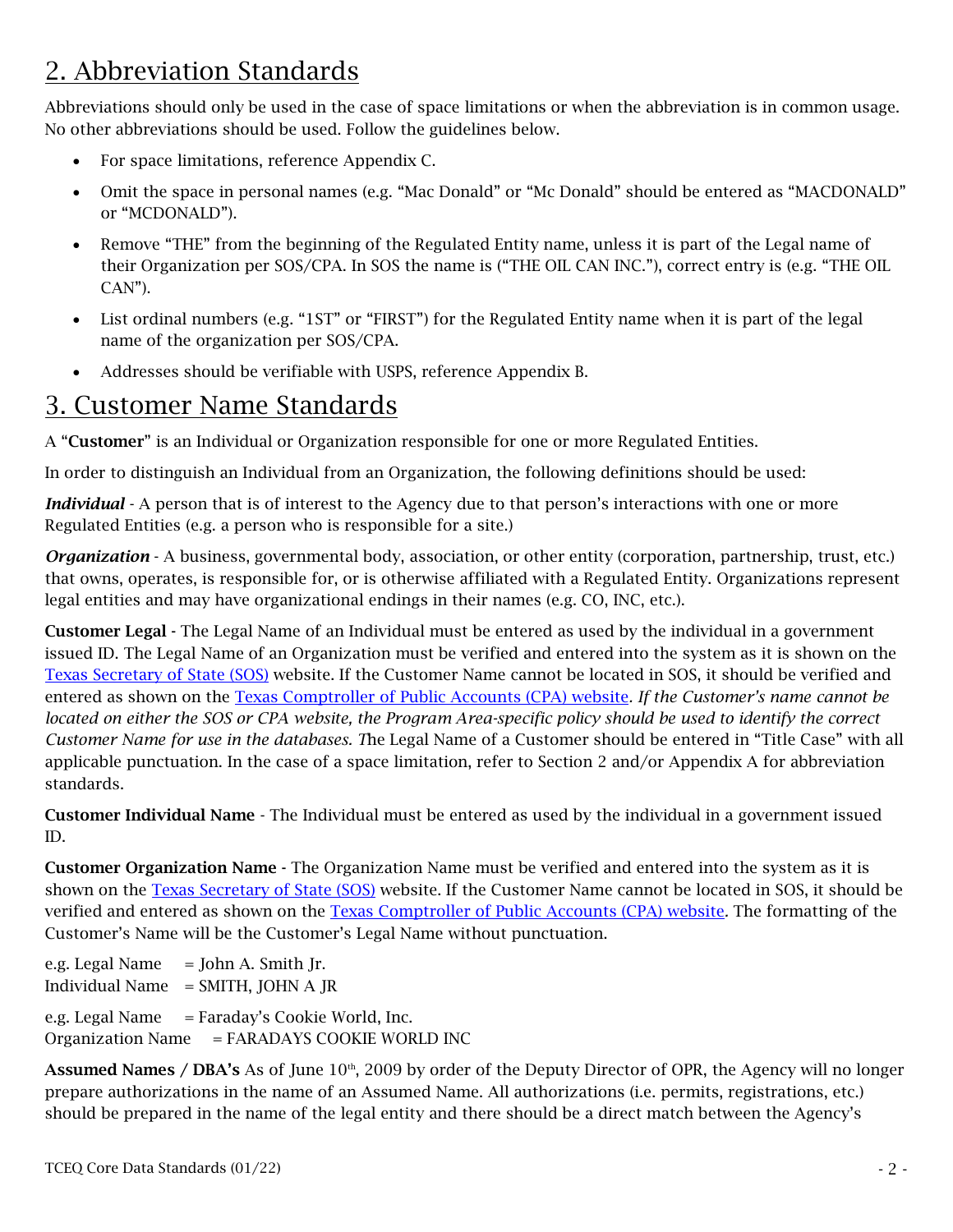## 2. Abbreviation Standards

Abbreviations should only be used in the case of space limitations or when the abbreviation is in common usage. No other abbreviations should be used. Follow the guidelines below.

- For space limitations, reference Appendix C.
- Omit the space in personal names (e.g. "Mac Donald" or "Mc Donald" should be entered as "MACDONALD" or "MCDONALD").
- Remove "THE" from the beginning of the Regulated Entity name, unless it is part of the Legal name of their Organization per SOS/CPA. In SOS the name is ("THE OIL CAN INC."), correct entry is (e.g. "THE OIL CAN").
- List ordinal numbers (e.g. "1ST" or "FIRST") for the Regulated Entity name when it is part of the legal name of the organization per SOS/CPA.
- Addresses should be verifiable with USPS, reference Appendix B.

## 3. Customer Name Standards

A "**Customer**" is an Individual or Organization responsible for one or more Regulated Entities.

In order to distinguish an Individual from an Organization, the following definitions should be used:

***Individual*** - A person that is of interest to the Agency due to that person's interactions with one or more Regulated Entities (e.g. a person who is responsible for a site.)

***Organization*** - A business, governmental body, association, or other entity (corporation, partnership, trust, etc.) that owns, operates, is responsible for, or is otherwise affiliated with a Regulated Entity. Organizations represent legal entities and may have organizational endings in their names (e.g. CO, INC, etc.).

**Customer Legal** - The Legal Name of an Individual must be entered as used by the individual in a government issued ID. The Legal Name of an Organization must be verified and entered into the system as it is shown on the Texas Secretary of State (SOS) website. If the Customer Name cannot be located in SOS, it should be verified and entered as shown on the Texas Comptroller of Public Accounts (CPA) website. *If the Customer's name cannot be located on either the SOS or CPA website, the Program Area-specific policy should be used to identify the correct Customer Name for use in the databases. T*he Legal Name of a Customer should be entered in "Title Case" with all applicable punctuation. In the case of a space limitation, refer to Section 2 and/or Appendix A for abbreviation standards.

**Customer Individual Name** - The Individual must be entered as used by the individual in a government issued ID.

**Customer Organization Name** - The Organization Name must be verified and entered into the system as it is shown on the Texas Secretary of State (SOS) website. If the Customer Name cannot be located in SOS, it should be verified and entered as shown on the Texas Comptroller of Public Accounts (CPA) website. The formatting of the Customer's Name will be the Customer's Legal Name without punctuation.

e.g. Legal Name = John A. Smith Jr.
Individual Name = SMITH, JOHN A JR

e.g. Legal Name = Faraday's Cookie World, Inc.
Organization Name = FARADAYS COOKIE WORLD INC

**Assumed Names / DBA's** As of June 10th, 2009 by order of the Deputy Director of OPR, the Agency will no longer prepare authorizations in the name of an Assumed Name. All authorizations (i.e. permits, registrations, etc.) should be prepared in the name of the legal entity and there should be a direct match between the Agency's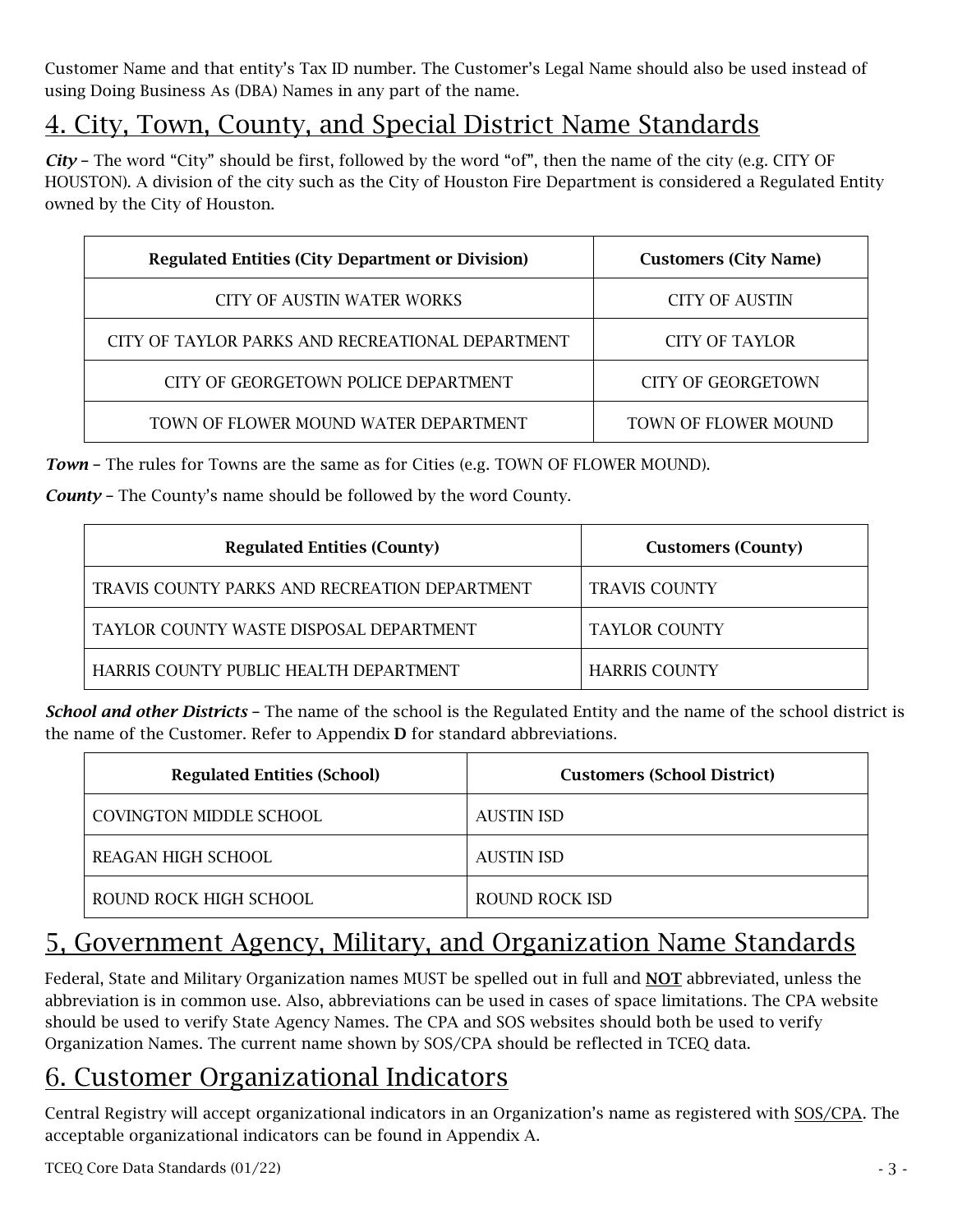Customer Name and that entity's Tax ID number. The Customer's Legal Name should also be used instead of using Doing Business As (DBA) Names in any part of the name.

## 4. City, Town, County, and Special District Name Standards

***City*** – The word "City" should be first, followed by the word "of", then the name of the city (e.g. CITY OF HOUSTON). A division of the city such as the City of Houston Fire Department is considered a Regulated Entity owned by the City of Houston.

| Regulated Entities (City Department or Division) | Customers (City Name) |
| --- | --- |
| CITY OF AUSTIN WATER WORKS | CITY OF AUSTIN |
| CITY OF TAYLOR PARKS AND RECREATIONAL DEPARTMENT | CITY OF TAYLOR |
| CITY OF GEORGETOWN POLICE DEPARTMENT | CITY OF GEORGETOWN |
| TOWN OF FLOWER MOUND WATER DEPARTMENT | TOWN OF FLOWER MOUND |

***Town*** – The rules for Towns are the same as for Cities (e.g. TOWN OF FLOWER MOUND).

***County*** – The County's name should be followed by the word County.

| Regulated Entities (County) | Customers (County) |
| --- | --- |
| TRAVIS COUNTY PARKS AND RECREATION DEPARTMENT | TRAVIS COUNTY |
| TAYLOR COUNTY WASTE DISPOSAL DEPARTMENT | TAYLOR COUNTY |
| HARRIS COUNTY PUBLIC HEALTH DEPARTMENT | HARRIS COUNTY |

***School and other Districts*** – The name of the school is the Regulated Entity and the name of the school district is the name of the Customer. Refer to Appendix **D** for standard abbreviations.

| Regulated Entities (School) | Customers (School District) |
| --- | --- |
| COVINGTON MIDDLE SCHOOL | AUSTIN ISD |
| REAGAN HIGH SCHOOL | AUSTIN ISD |
| ROUND ROCK HIGH SCHOOL | ROUND ROCK ISD |

## 5, Government Agency, Military, and Organization Name Standards

Federal, State and Military Organization names MUST be spelled out in full and **NOT** abbreviated, unless the abbreviation is in common use. Also, abbreviations can be used in cases of space limitations. The CPA website should be used to verify State Agency Names. The CPA and SOS websites should both be used to verify Organization Names. The current name shown by SOS/CPA should be reflected in TCEQ data.

## 6. Customer Organizational Indicators

Central Registry will accept organizational indicators in an Organization's name as registered with SOS/CPA. The acceptable organizational indicators can be found in Appendix A.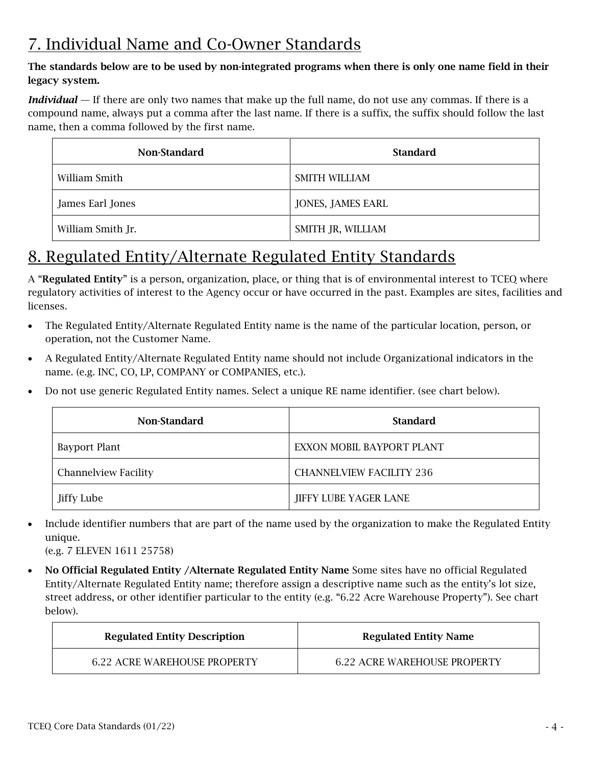## 7. Individual Name and Co-Owner Standards

**The standards below are to be used by non-integrated programs when there is only one name field in their legacy system.**

***Individual*** — If there are only two names that make up the full name, do not use any commas. If there is a compound name, always put a comma after the last name. If there is a suffix, the suffix should follow the last name, then a comma followed by the first name.

| Non-Standard | Standard |
|---|---|
| William Smith | SMITH WILLIAM |
| James Earl Jones | JONES, JAMES EARL |
| William Smith Jr. | SMITH JR, WILLIAM |

## 8. Regulated Entity/Alternate Regulated Entity Standards

A "**Regulated Entity**" is a person, organization, place, or thing that is of environmental interest to TCEQ where regulatory activities of interest to the Agency occur or have occurred in the past. Examples are sites, facilities and licenses.

- The Regulated Entity/Alternate Regulated Entity name is the name of the particular location, person, or operation, not the Customer Name.
- A Regulated Entity/Alternate Regulated Entity name should not include Organizational indicators in the name. (e.g. INC, CO, LP, COMPANY or COMPANIES, etc.).
- Do not use generic Regulated Entity names. Select a unique RE name identifier. (see chart below).

| Non-Standard | Standard |
|---|---|
| Bayport Plant | EXXON MOBIL BAYPORT PLANT |
| Channelview Facility | CHANNELVIEW FACILITY 236 |
| Jiffy Lube | JIFFY LUBE YAGER LANE |

- Include identifier numbers that are part of the name used by the organization to make the Regulated Entity unique.
  (e.g. 7 ELEVEN 1611 25758)
- **No Official Regulated Entity /Alternate Regulated Entity Name** Some sites have no official Regulated Entity/Alternate Regulated Entity name; therefore assign a descriptive name such as the entity's lot size, street address, or other identifier particular to the entity (e.g. "6.22 Acre Warehouse Property"). See chart below).

| Regulated Entity Description | Regulated Entity Name |
|---|---|
| 6.22 ACRE WAREHOUSE PROPERTY | 6.22 ACRE WAREHOUSE PROPERTY |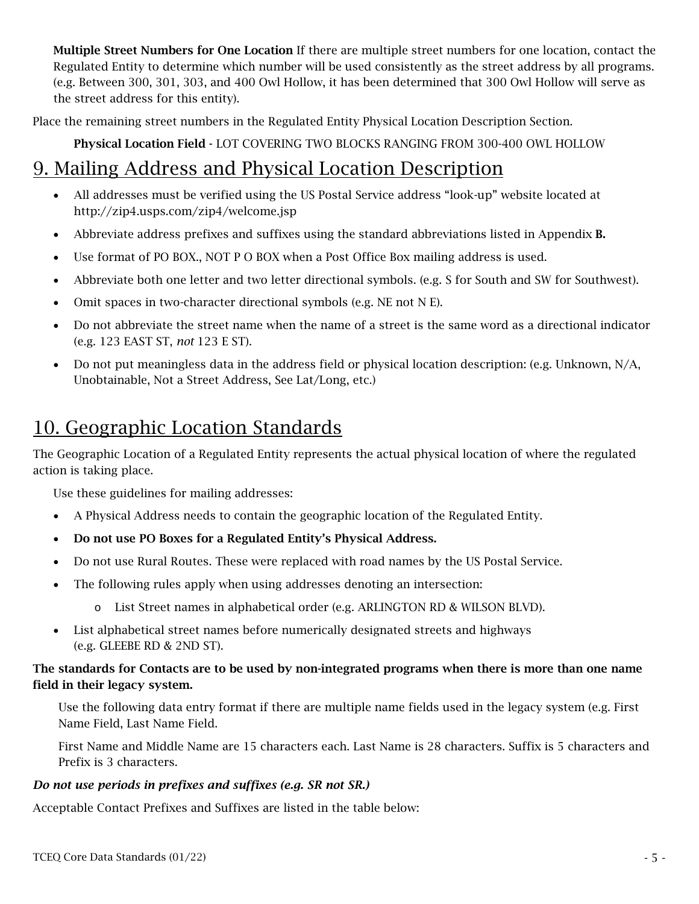**Multiple Street Numbers for One Location** If there are multiple street numbers for one location, contact the Regulated Entity to determine which number will be used consistently as the street address by all programs. (e.g. Between 300, 301, 303, and 400 Owl Hollow, it has been determined that 300 Owl Hollow will serve as the street address for this entity).

Place the remaining street numbers in the Regulated Entity Physical Location Description Section.

**Physical Location Field** - LOT COVERING TWO BLOCKS RANGING FROM 300-400 OWL HOLLOW

## 9. Mailing Address and Physical Location Description

- All addresses must be verified using the US Postal Service address "look-up" website located at http://zip4.usps.com/zip4/welcome.jsp
- Abbreviate address prefixes and suffixes using the standard abbreviations listed in Appendix **B.**
- Use format of PO BOX., NOT P O BOX when a Post Office Box mailing address is used.
- Abbreviate both one letter and two letter directional symbols. (e.g. S for South and SW for Southwest).
- Omit spaces in two-character directional symbols (e.g. NE not N E).
- Do not abbreviate the street name when the name of a street is the same word as a directional indicator (e.g. 123 EAST ST, *not* 123 E ST).
- Do not put meaningless data in the address field or physical location description: (e.g. Unknown, N/A, Unobtainable, Not a Street Address, See Lat/Long, etc.)

## 10. Geographic Location Standards

The Geographic Location of a Regulated Entity represents the actual physical location of where the regulated action is taking place.

Use these guidelines for mailing addresses:

- A Physical Address needs to contain the geographic location of the Regulated Entity.
- **Do not use PO Boxes for a Regulated Entity's Physical Address.**
- Do not use Rural Routes. These were replaced with road names by the US Postal Service.
- The following rules apply when using addresses denoting an intersection:
  - List Street names in alphabetical order (e.g. ARLINGTON RD & WILSON BLVD).
- List alphabetical street names before numerically designated streets and highways (e.g. GLEEBE RD & 2ND ST).

**The standards for Contacts are to be used by non-integrated programs when there is more than one name field in their legacy system.**

Use the following data entry format if there are multiple name fields used in the legacy system (e.g. First Name Field, Last Name Field.

First Name and Middle Name are 15 characters each. Last Name is 28 characters. Suffix is 5 characters and Prefix is 3 characters.

***Do not use periods in prefixes and suffixes (e.g. SR not SR.)***

Acceptable Contact Prefixes and Suffixes are listed in the table below: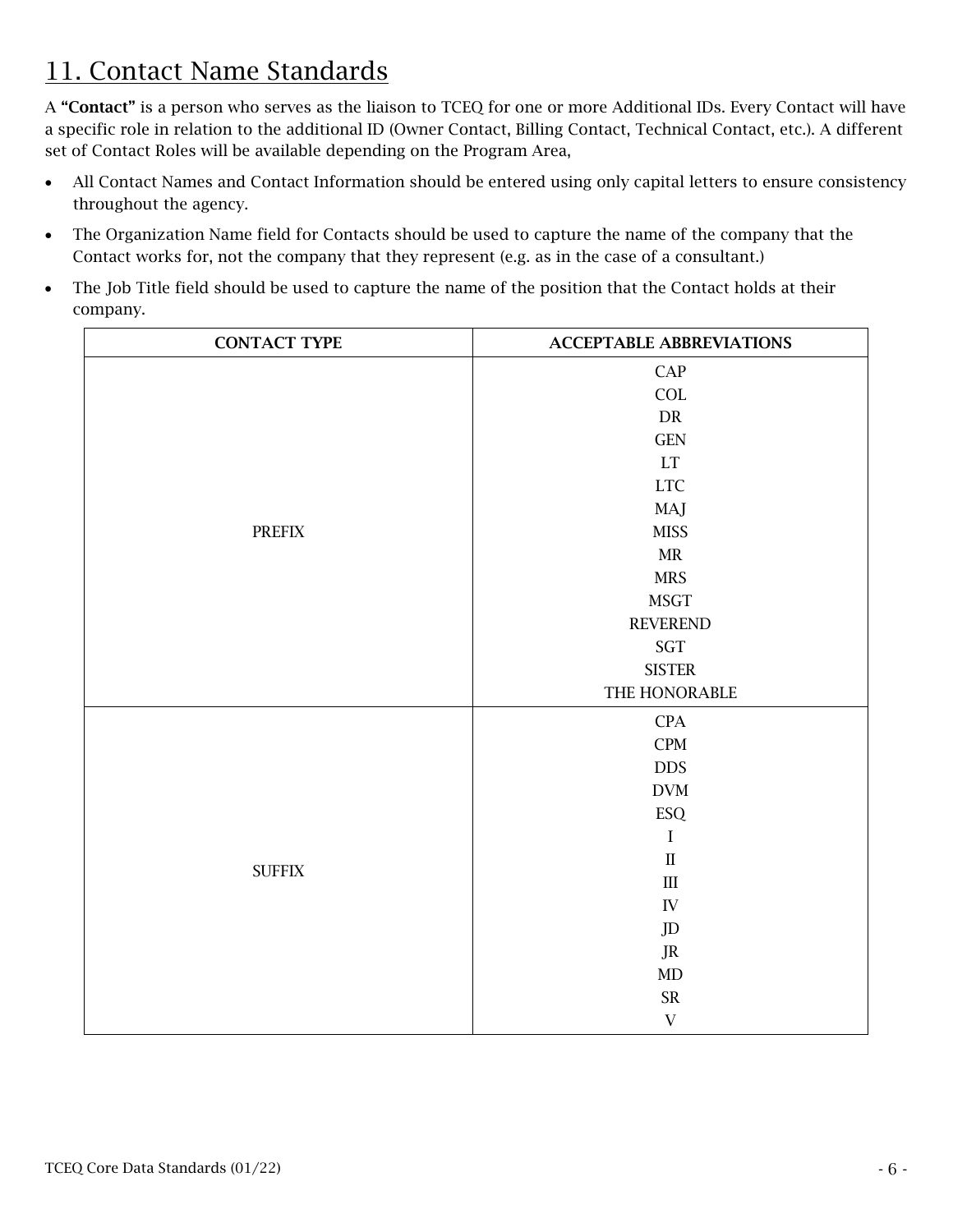## 11. Contact Name Standards

A **"Contact"** is a person who serves as the liaison to TCEQ for one or more Additional IDs. Every Contact will have a specific role in relation to the additional ID (Owner Contact, Billing Contact, Technical Contact, etc.). A different set of Contact Roles will be available depending on the Program Area,

- All Contact Names and Contact Information should be entered using only capital letters to ensure consistency throughout the agency.
- The Organization Name field for Contacts should be used to capture the name of the company that the Contact works for, not the company that they represent (e.g. as in the case of a consultant.)
- The Job Title field should be used to capture the name of the position that the Contact holds at their company.

| CONTACT TYPE | ACCEPTABLE ABBREVIATIONS |
|---|---|
| PREFIX | CAP<br>COL<br>DR<br>GEN<br>LT<br>LTC<br>MAJ<br>MISS<br>MR<br>MRS<br>MSGT<br>REVEREND<br>SGT<br>SISTER<br>THE HONORABLE |
| SUFFIX | CPA<br>CPM<br>DDS<br>DVM<br>ESQ<br>I<br>II<br>III<br>IV<br>JD<br>JR<br>MD<br>SR<br>V |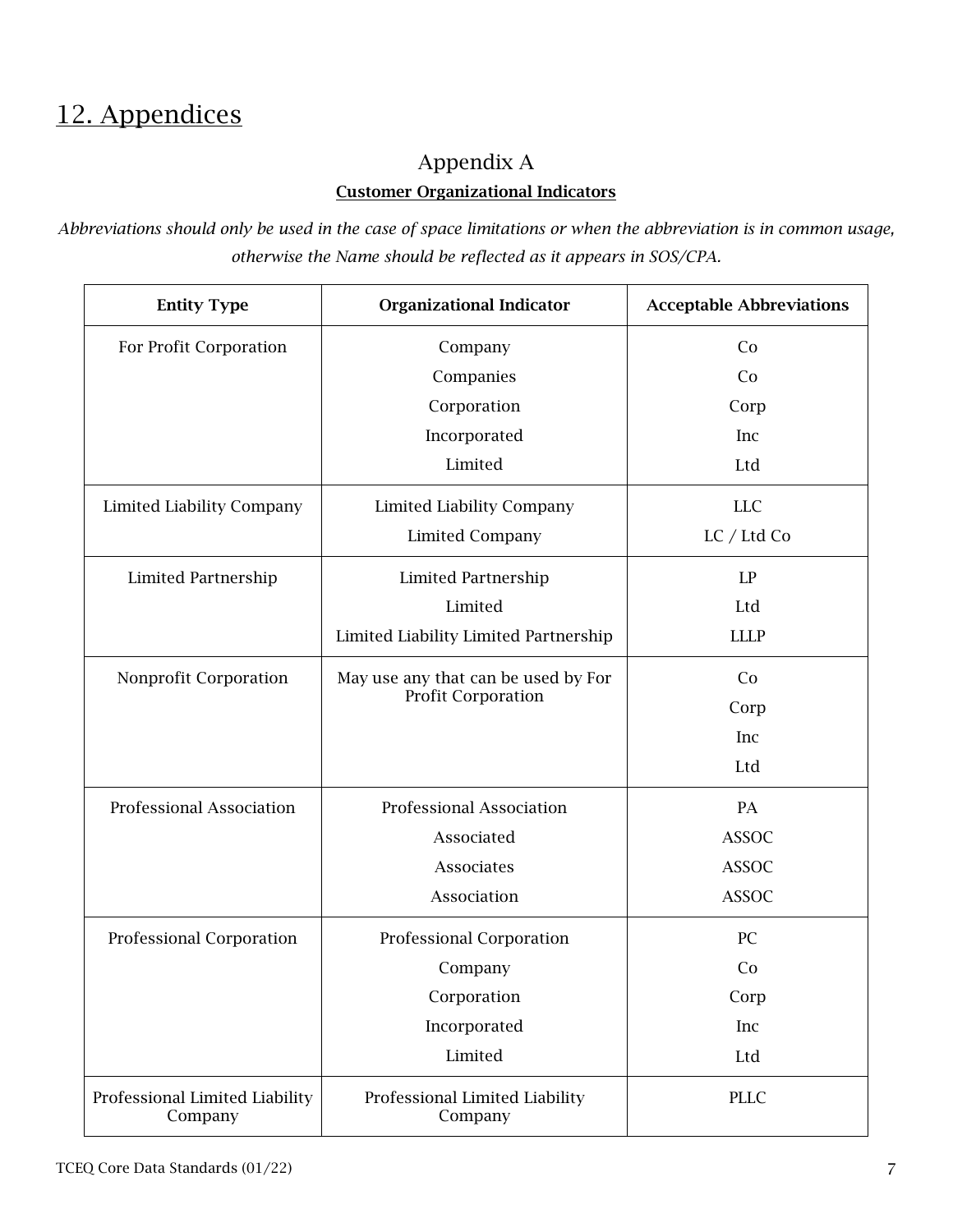# 12. Appendices

## Appendix A

**Customer Organizational Indicators**

*Abbreviations should only be used in the case of space limitations or when the abbreviation is in common usage, otherwise the Name should be reflected as it appears in SOS/CPA.*

| Entity Type | Organizational Indicator | Acceptable Abbreviations |
|---|---|---|
| For Profit Corporation | Company | Co |
| | Companies | Co |
| | Corporation | Corp |
| | Incorporated | Inc |
| | Limited | Ltd |
| Limited Liability Company | Limited Liability Company | LLC |
| | Limited Company | LC / Ltd Co |
| Limited Partnership | Limited Partnership | LP |
| | Limited | Ltd |
| | Limited Liability Limited Partnership | LLLP |
| Nonprofit Corporation | May use any that can be used by For Profit Corporation | Co |
| | | Corp |
| | | Inc |
| | | Ltd |
| Professional Association | Professional Association | PA |
| | Associated | ASSOC |
| | Associates | ASSOC |
| | Association | ASSOC |
| Professional Corporation | Professional Corporation | PC |
| | Company | Co |
| | Corporation | Corp |
| | Incorporated | Inc |
| | Limited | Ltd |
| Professional Limited Liability Company | Professional Limited Liability Company | PLLC |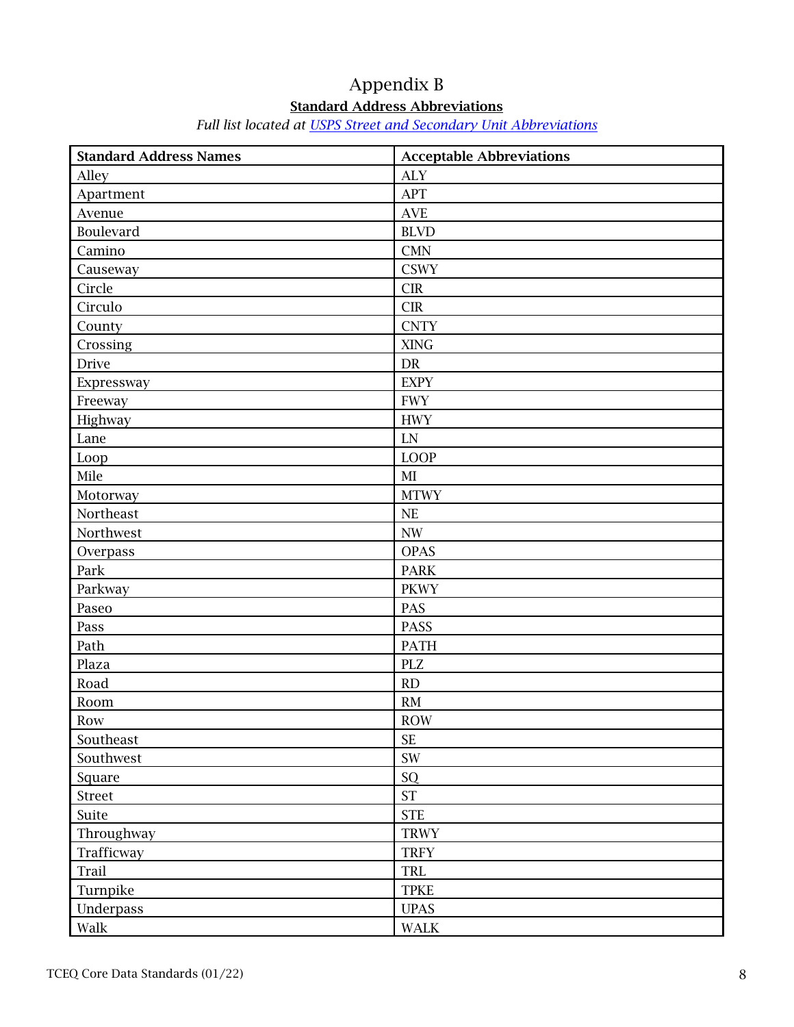# Appendix B

## Standard Address Abbreviations

*Full list located at [USPS Street and Secondary Unit Abbreviations]()*

| Standard Address Names | Acceptable Abbreviations |
|---|---|
| Alley | ALY |
| Apartment | APT |
| Avenue | AVE |
| Boulevard | BLVD |
| Camino | CMN |
| Causeway | CSWY |
| Circle | CIR |
| Circulo | CIR |
| County | CNTY |
| Crossing | XING |
| Drive | DR |
| Expressway | EXPY |
| Freeway | FWY |
| Highway | HWY |
| Lane | LN |
| Loop | LOOP |
| Mile | MI |
| Motorway | MTWY |
| Northeast | NE |
| Northwest | NW |
| Overpass | OPAS |
| Park | PARK |
| Parkway | PKWY |
| Paseo | PAS |
| Pass | PASS |
| Path | PATH |
| Plaza | PLZ |
| Road | RD |
| Room | RM |
| Row | ROW |
| Southeast | SE |
| Southwest | SW |
| Square | SQ |
| Street | ST |
| Suite | STE |
| Throughway | TRWY |
| Trafficway | TRFY |
| Trail | TRL |
| Turnpike | TPKE |
| Underpass | UPAS |
| Walk | WALK |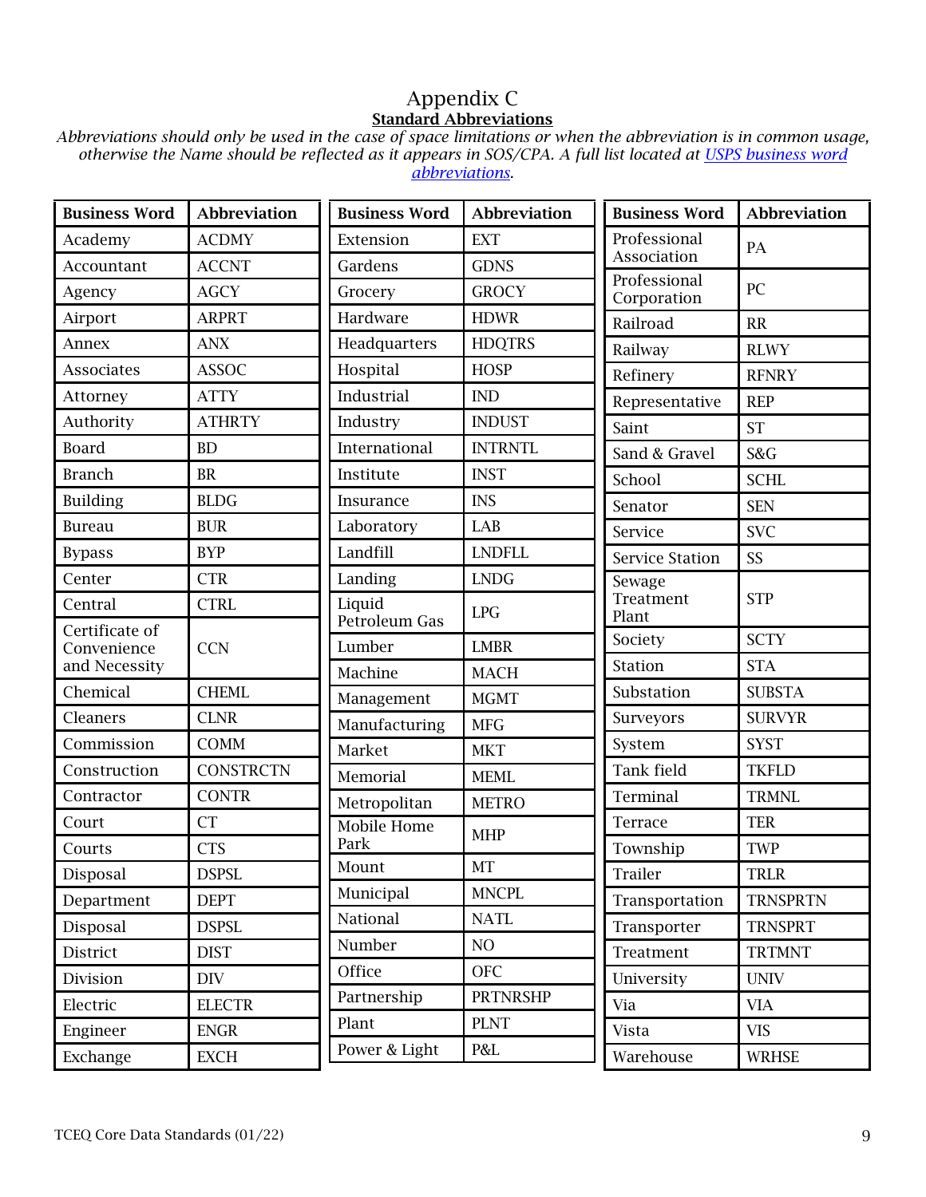# Appendix C

## Standard Abbreviations

*Abbreviations should only be used in the case of space limitations or when the abbreviation is in common usage, otherwise the Name should be reflected as it appears in SOS/CPA. A full list located at [USPS business word abbreviations](USPS business word abbreviations).*

| Business Word | Abbreviation |
|---|---|
| Academy | ACDMY |
| Accountant | ACCNT |
| Agency | AGCY |
| Airport | ARPRT |
| Annex | ANX |
| Associates | ASSOC |
| Attorney | ATTY |
| Authority | ATHRTY |
| Board | BD |
| Branch | BR |
| Building | BLDG |
| Bureau | BUR |
| Bypass | BYP |
| Center | CTR |
| Central | CTRL |
| Certificate of Convenience and Necessity | CCN |
| Chemical | CHEML |
| Cleaners | CLNR |
| Commission | COMM |
| Construction | CONSTRCTN |
| Contractor | CONTR |
| Court | CT |
| Courts | CTS |
| Disposal | DSPSL |
| Department | DEPT |
| Disposal | DSPSL |
| District | DIST |
| Division | DIV |
| Electric | ELECTR |
| Engineer | ENGR |
| Exchange | EXCH |

| Business Word | Abbreviation |
|---|---|
| Extension | EXT |
| Gardens | GDNS |
| Grocery | GROCY |
| Hardware | HDWR |
| Headquarters | HDQTRS |
| Hospital | HOSP |
| Industrial | IND |
| Industry | INDUST |
| International | INTRNTL |
| Institute | INST |
| Insurance | INS |
| Laboratory | LAB |
| Landfill | LNDFLL |
| Landing | LNDG |
| Liquid Petroleum Gas | LPG |
| Lumber | LMBR |
| Machine | MACH |
| Management | MGMT |
| Manufacturing | MFG |
| Market | MKT |
| Memorial | MEML |
| Metropolitan | METRO |
| Mobile Home Park | MHP |
| Mount | MT |
| Municipal | MNCPL |
| National | NATL |
| Number | NO |
| Office | OFC |
| Partnership | PRTNRSHP |
| Plant | PLNT |
| Power & Light | P&L |

| Business Word | Abbreviation |
|---|---|
| Professional Association | PA |
| Professional Corporation | PC |
| Railroad | RR |
| Railway | RLWY |
| Refinery | RFNRY |
| Representative | REP |
| Saint | ST |
| Sand & Gravel | S&G |
| School | SCHL |
| Senator | SEN |
| Service | SVC |
| Service Station | SS |
| Sewage Treatment Plant | STP |
| Society | SCTY |
| Station | STA |
| Substation | SUBSTA |
| Surveyors | SURVYR |
| System | SYST |
| Tank field | TKFLD |
| Terminal | TRMNL |
| Terrace | TER |
| Township | TWP |
| Trailer | TRLR |
| Transportation | TRNSPRTN |
| Transporter | TRNSPRT |
| Treatment | TRTMNT |
| University | UNIV |
| Via | VIA |
| Vista | VIS |
| Warehouse | WRHSE |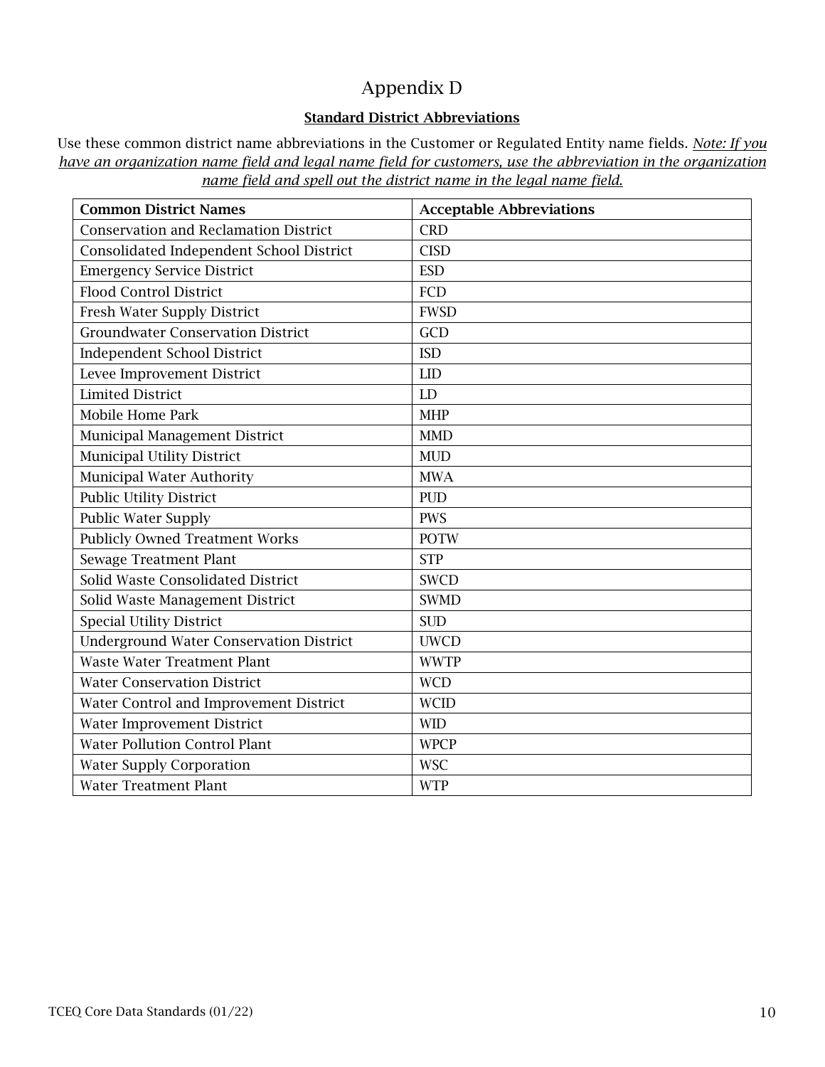# Appendix D

**Standard District Abbreviations**

Use these common district name abbreviations in the Customer or Regulated Entity name fields. *Note: If you have an organization name field and legal name field for customers, use the abbreviation in the organization name field and spell out the district name in the legal name field.*

| Common District Names | Acceptable Abbreviations |
|---|---|
| Conservation and Reclamation District | CRD |
| Consolidated Independent School District | CISD |
| Emergency Service District | ESD |
| Flood Control District | FCD |
| Fresh Water Supply District | FWSD |
| Groundwater Conservation District | GCD |
| Independent School District | ISD |
| Levee Improvement District | LID |
| Limited District | LD |
| Mobile Home Park | MHP |
| Municipal Management District | MMD |
| Municipal Utility District | MUD |
| Municipal Water Authority | MWA |
| Public Utility District | PUD |
| Public Water Supply | PWS |
| Publicly Owned Treatment Works | POTW |
| Sewage Treatment Plant | STP |
| Solid Waste Consolidated District | SWCD |
| Solid Waste Management District | SWMD |
| Special Utility District | SUD |
| Underground Water Conservation District | UWCD |
| Waste Water Treatment Plant | WWTP |
| Water Conservation District | WCD |
| Water Control and Improvement District | WCID |
| Water Improvement District | WID |
| Water Pollution Control Plant | WPCP |
| Water Supply Corporation | WSC |
| Water Treatment Plant | WTP |